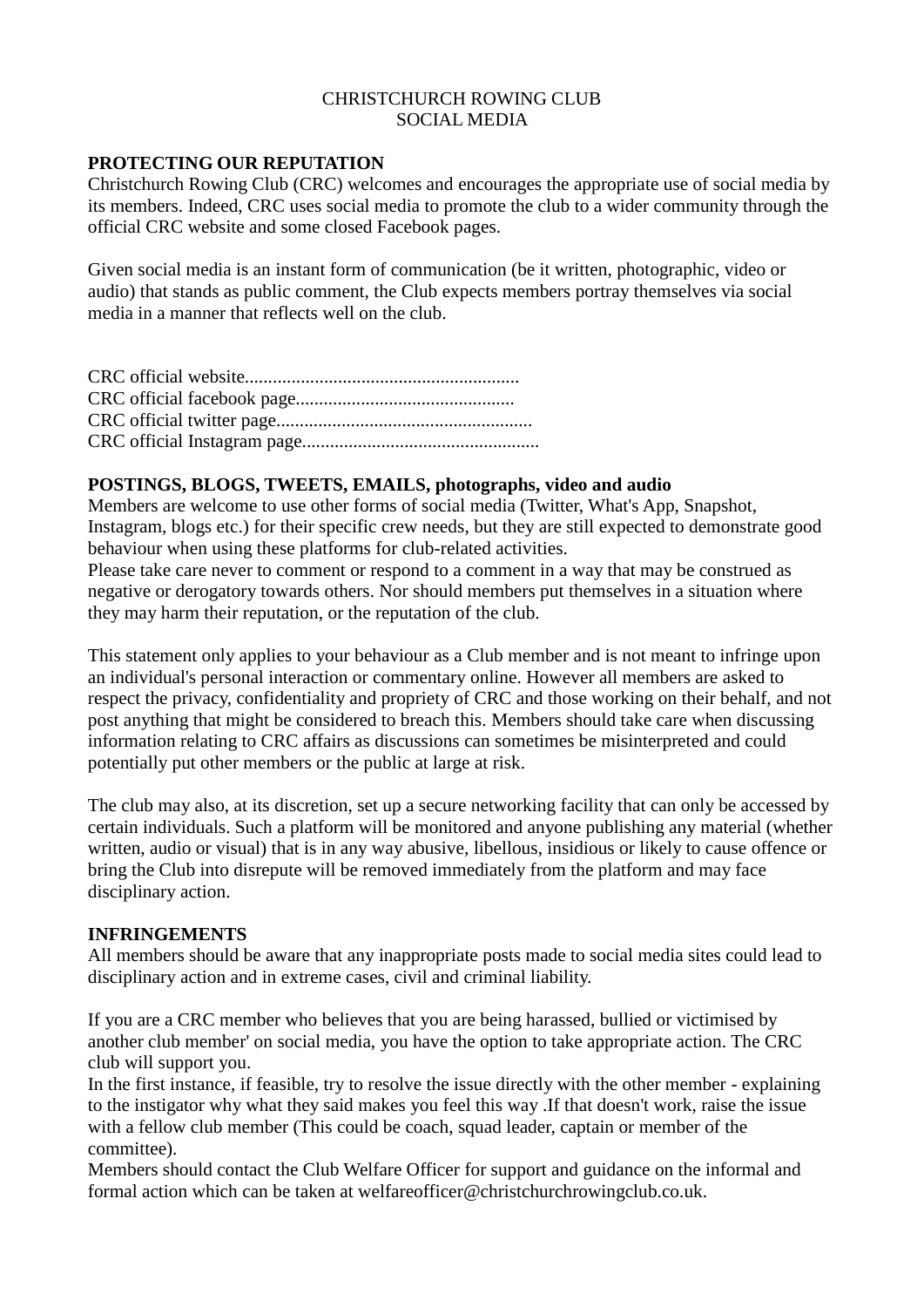# CHRISTCHURCH ROWING CLUB
# SOCIAL MEDIA

## PROTECTING OUR REPUTATION

Christchurch Rowing Club (CRC) welcomes and encourages the appropriate use of social media by its members. Indeed, CRC uses social media to promote the club to a wider community through the official CRC website and some closed Facebook pages.

Given social media is an instant form of communication (be it written, photographic, video or audio) that stands as public comment, the Club expects members portray themselves via social media in a manner that reflects well on the club.

CRC official website..........................................................
CRC official facebook page..............................................
CRC official twitter page......................................................
CRC official Instagram page.................................................

## POSTINGS, BLOGS, TWEETS, EMAILS, photographs, video and audio

Members are welcome to use other forms of social media (Twitter, What's App, Snapshot, Instagram, blogs etc.) for their specific crew needs, but they are still expected to demonstrate good behaviour when using these platforms for club-related activities.
Please take care never to comment or respond to a comment in a way that may be construed as negative or derogatory towards others. Nor should members put themselves in a situation where they may harm their reputation, or the reputation of the club.

This statement only applies to your behaviour as a Club member and is not meant to infringe upon an individual's personal interaction or commentary online. However all members are asked to respect the privacy, confidentiality and propriety of CRC and those working on their behalf, and not post anything that might be considered to breach this. Members should take care when discussing information relating to CRC affairs as discussions can sometimes be misinterpreted and could potentially put other members or the public at large at risk.

The club may also, at its discretion, set up a secure networking facility that can only be accessed by certain individuals. Such a platform will be monitored and anyone publishing any material (whether written, audio or visual) that is in any way abusive, libellous, insidious or likely to cause offence or bring the Club into disrepute will be removed immediately from the platform and may face disciplinary action.

## INFRINGEMENTS

All members should be aware that any inappropriate posts made to social media sites could lead to disciplinary action and in extreme cases, civil and criminal liability.

If you are a CRC member who believes that you are being harassed, bullied or victimised by another club member' on social media, you have the option to take appropriate action. The CRC club will support you.
In the first instance, if feasible, try to resolve the issue directly with the other member - explaining to the instigator why what they said makes you feel this way .If that doesn't work, raise the issue with a fellow club member (This could be coach, squad leader, captain or member of the committee).
Members should contact the Club Welfare Officer for support and guidance on the informal and formal action which can be taken at welfareofficer@christchurchrowingclub.co.uk.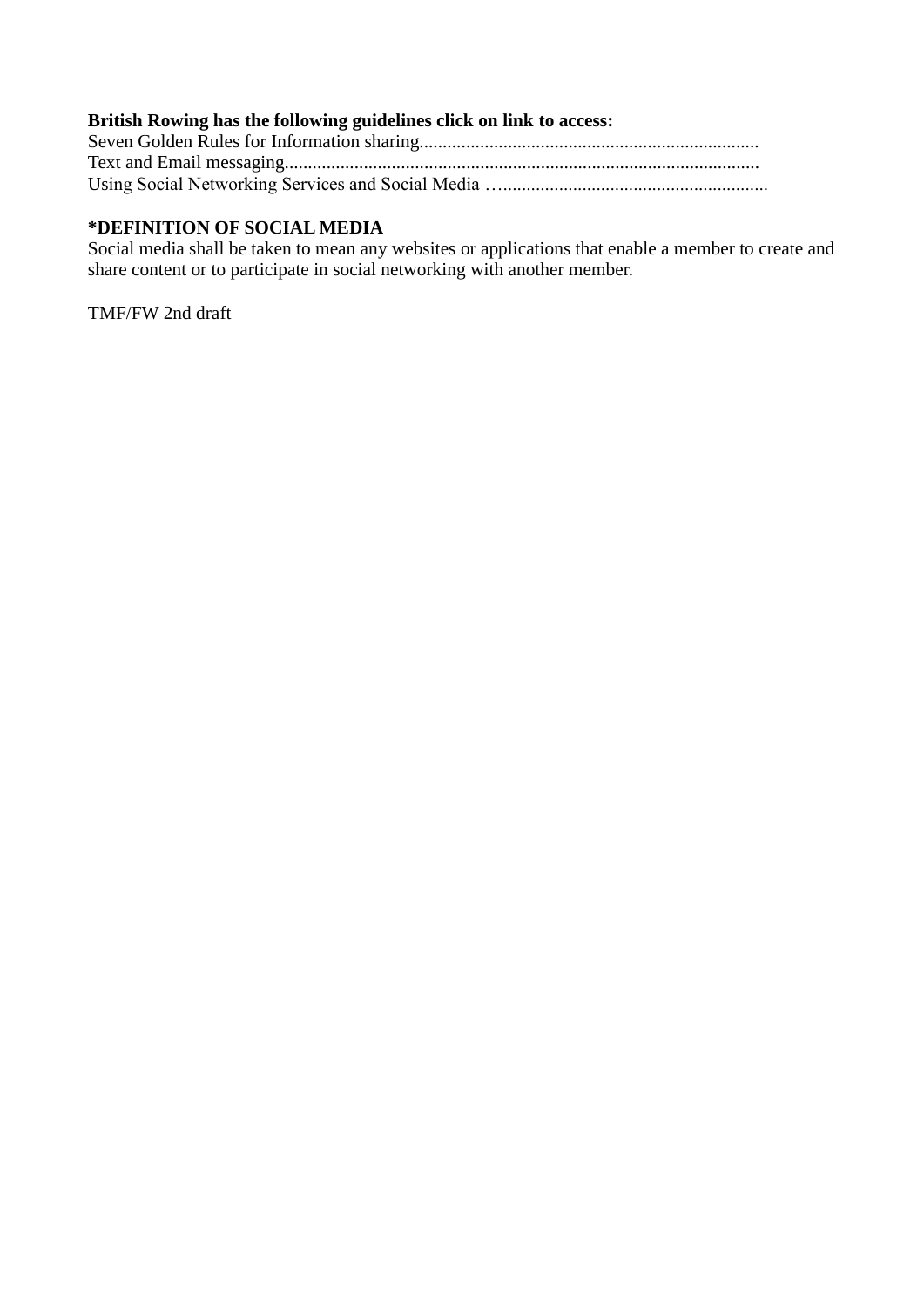**British Rowing has the following guidelines click on link to access:**
Seven Golden Rules for Information sharing........................................................................
Text and Email messaging.....................................................................................................
Using Social Networking Services and Social Media …........................................................

**\*DEFINITION OF SOCIAL MEDIA**
Social media shall be taken to mean any websites or applications that enable a member to create and share content or to participate in social networking with another member.

TMF/FW 2nd draft